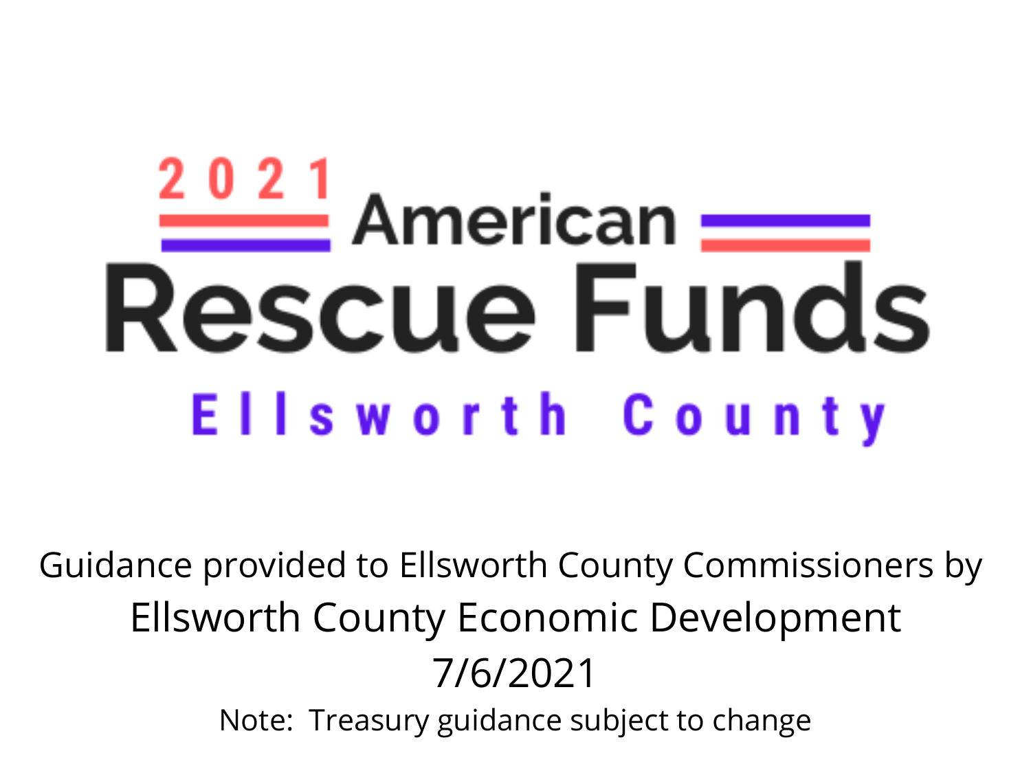# 2021 American Rescue Funds

## Ellsworth County

Guidance provided to Ellsworth County Commissioners by

Ellsworth County Economic Development

7/6/2021

Note: Treasury guidance subject to change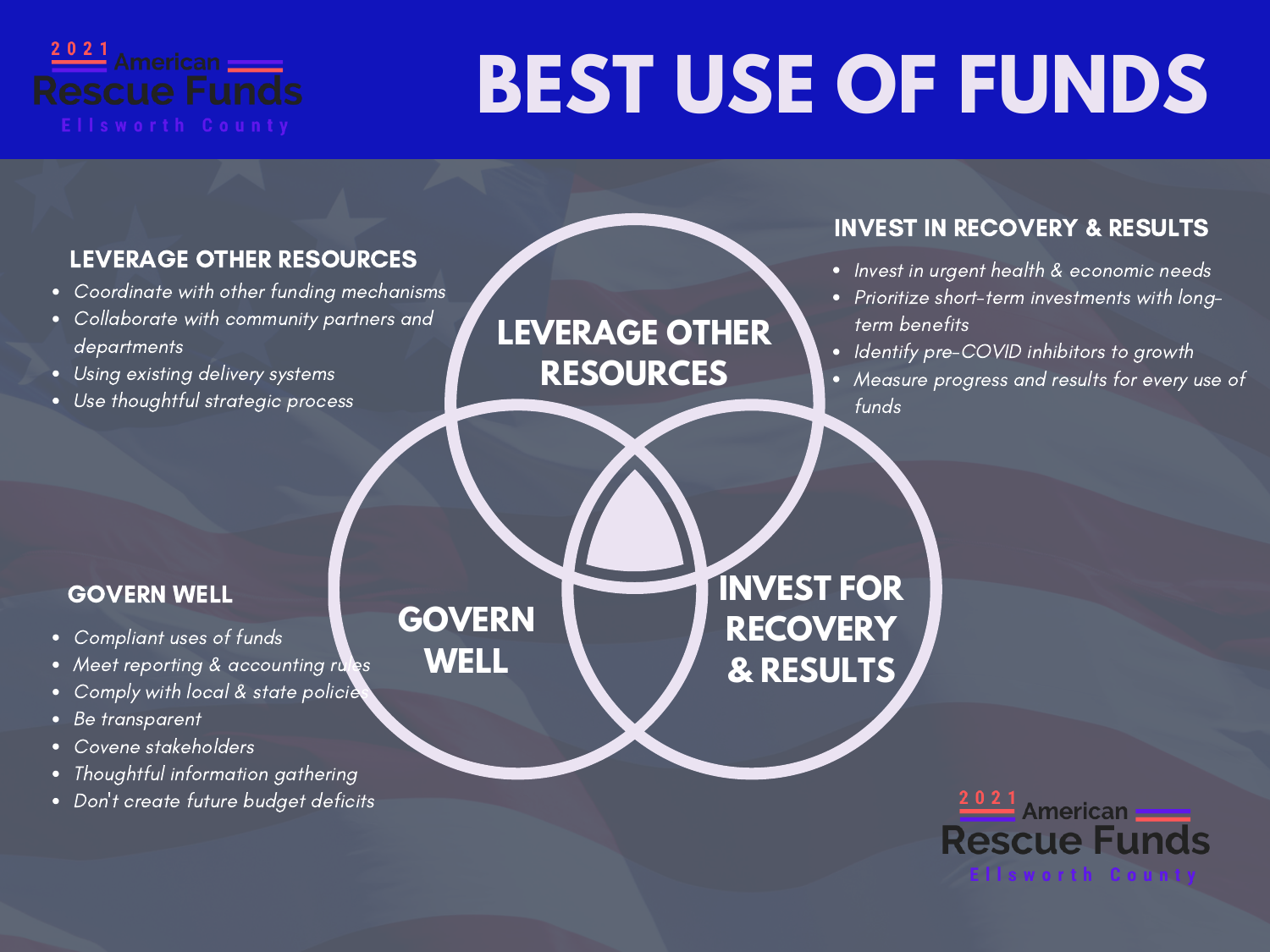# BEST USE OF FUNDS

## LEVERAGE OTHER RESOURCES

- *Coordinate with other funding mechanisms*
- *Collaborate with community partners and departments*
- *Using existing delivery systems*
- *Use thoughtful strategic process*

## INVEST IN RECOVERY & RESULTS

- *Invest in urgent health & economic needs*
- *Prioritize short-term investments with long-term benefits*
- *Identify pre-COVID inhibitors to growth*
- *Measure progress and results for every use of funds*

LEVERAGE OTHER RESOURCES

GOVERN WELL

INVEST FOR RECOVERY & RESULTS

## GOVERN WELL

- *Compliant uses of funds*
- *Meet reporting & accounting rules*
- *Comply with local & state policies*
- *Be transparent*
- *Covene stakeholders*
- *Thoughtful information gathering*
- *Don't create future budget deficits*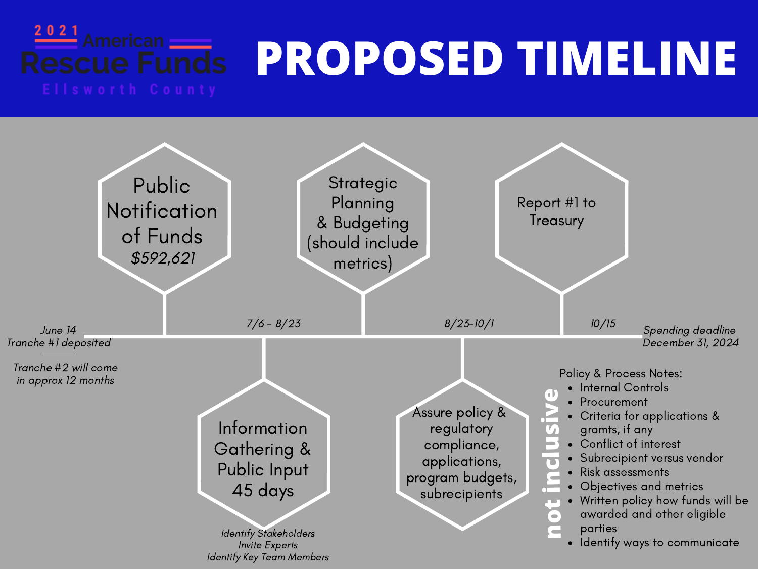2021 American Rescue Funds
Ellsworth County

# PROPOSED TIMELINE

*June 14*
*Tranche #1 deposited*

*Tranche #2 will come in approx 12 months*

**Public Notification of Funds**
*$592,621*

*7/6 - 8/23*

**Information Gathering & Public Input 45 days**

*Identify Stakeholders*
*Invite Experts*
*Identify Key Team Members*

**Strategic Planning & Budgeting (should include metrics)**

*8/23-10/1*

**Assure policy & regulatory compliance, applications, program budgets, subrecipients**

*10/15*

**Report #1 to Treasury**

*Spending deadline*
*December 31, 2024*

Policy & Process Notes:

- Internal Controls
- Procurement
- Criteria for applications & gramts, if any
- Conflict of interest
- Subrecipient versus vendor
- Risk assessments
- Objectives and metrics
- Written policy how funds will be awarded and other eligible parties
- Identify ways to communicate

**not inclusive**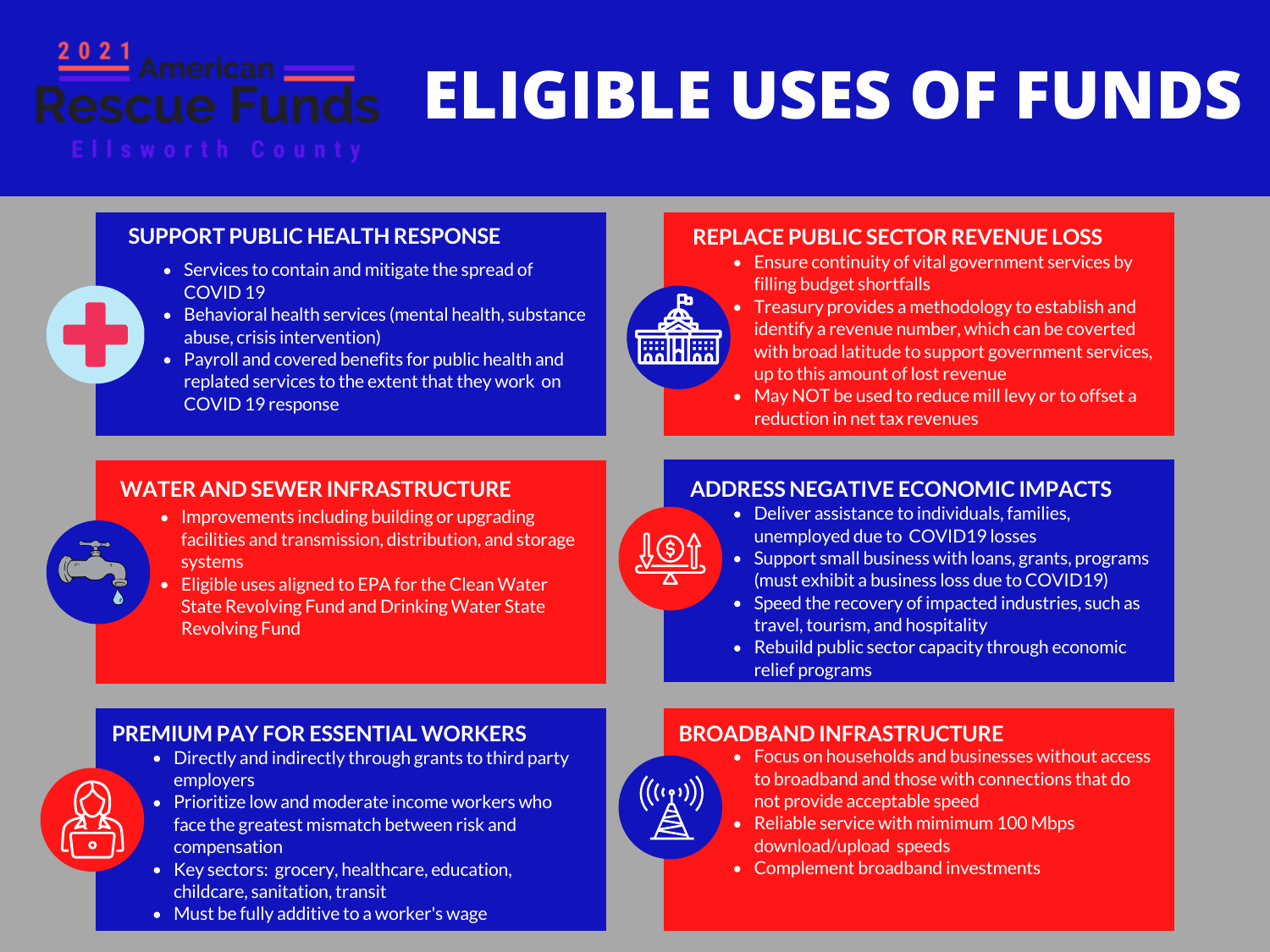2021 American Rescue Funds

Ellsworth County

# ELIGIBLE USES OF FUNDS

## SUPPORT PUBLIC HEALTH RESPONSE

- Services to contain and mitigate the spread of COVID 19
- Behavioral health services (mental health, substance abuse, crisis intervention)
- Payroll and covered benefits for public health and replated services to the extent that they work on COVID 19 response

## REPLACE PUBLIC SECTOR REVENUE LOSS

- Ensure continuity of vital government services by filling budget shortfalls
- Treasury provides a methodology to establish and identify a revenue number, which can be coverted with broad latitude to support government services, up to this amount of lost revenue
- May NOT be used to reduce mill levy or to offset a reduction in net tax revenues

## WATER AND SEWER INFRASTRUCTURE

- Improvements including building or upgrading facilities and transmission, distribution, and storage systems
- Eligible uses aligned to EPA for the Clean Water State Revolving Fund and Drinking Water State Revolving Fund

## ADDRESS NEGATIVE ECONOMIC IMPACTS

- Deliver assistance to individuals, families, unemployed due to COVID19 losses
- Support small business with loans, grants, programs (must exhibit a business loss due to COVID19)
- Speed the recovery of impacted industries, such as travel, tourism, and hospitality
- Rebuild public sector capacity through economic relief programs

## PREMIUM PAY FOR ESSENTIAL WORKERS

- Directly and indirectly through grants to third party employers
- Prioritize low and moderate income workers who face the greatest mismatch between risk and compensation
- Key sectors: grocery, healthcare, education, childcare, sanitation, transit
- Must be fully additive to a worker's wage

## BROADBAND INFRASTRUCTURE

- Focus on households and businesses without access to broadband and those with connections that do not provide acceptable speed
- Reliable service with mimimum 100 Mbps download/upload speeds
- Complement broadband investments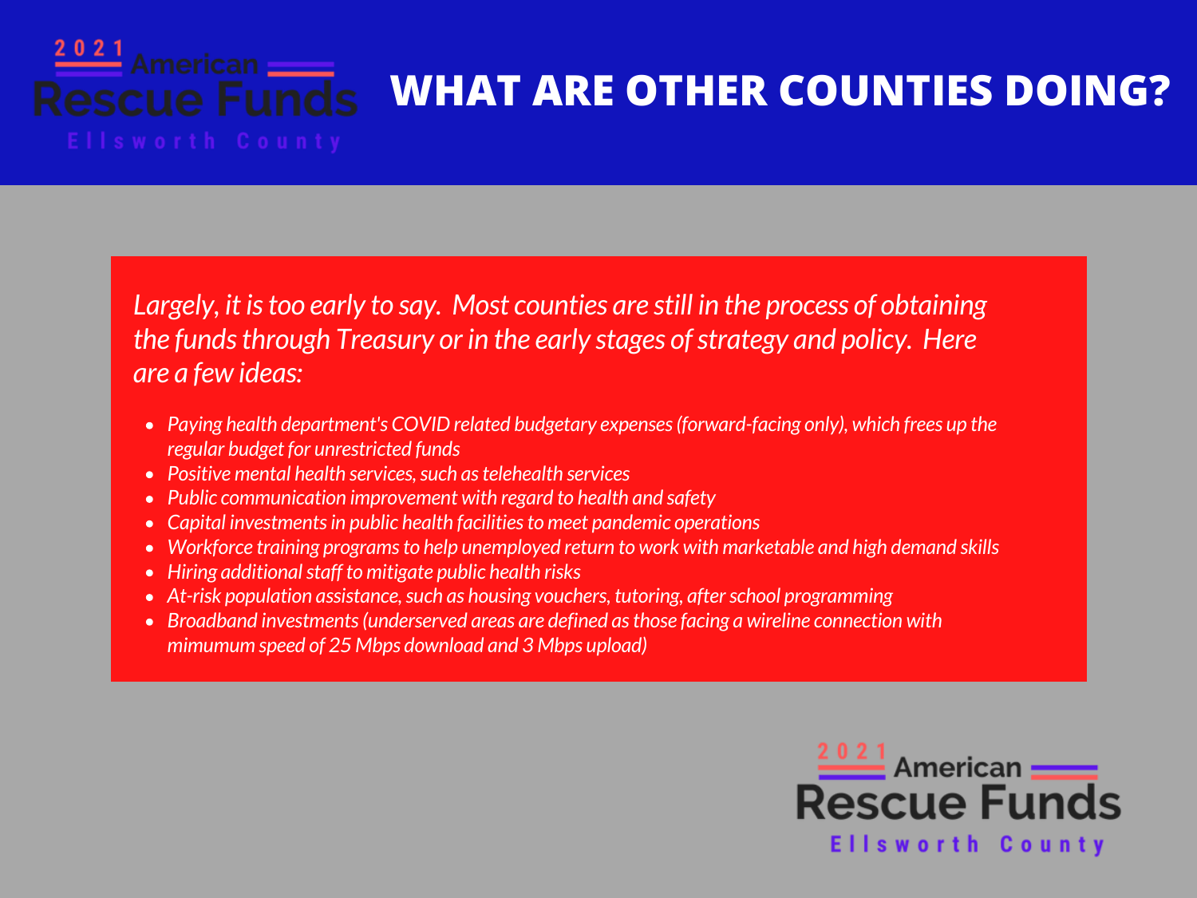# WHAT ARE OTHER COUNTIES DOING?

*Largely, it is too early to say. Most counties are still in the process of obtaining the funds through Treasury or in the early stages of strategy and policy. Here are a few ideas:*

- *Paying health department's COVID related budgetary expenses (forward-facing only), which frees up the regular budget for unrestricted funds*
- *Positive mental health services, such as telehealth services*
- *Public communication improvement with regard to health and safety*
- *Capital investments in public health facilities to meet pandemic operations*
- *Workforce training programs to help unemployed return to work with marketable and high demand skills*
- *Hiring additional staff to mitigate public health risks*
- *At-risk population assistance, such as housing vouchers, tutoring, after school programming*
- *Broadband investments (underserved areas are defined as those facing a wireline connection with mimumum speed of 25 Mbps download and 3 Mbps upload)*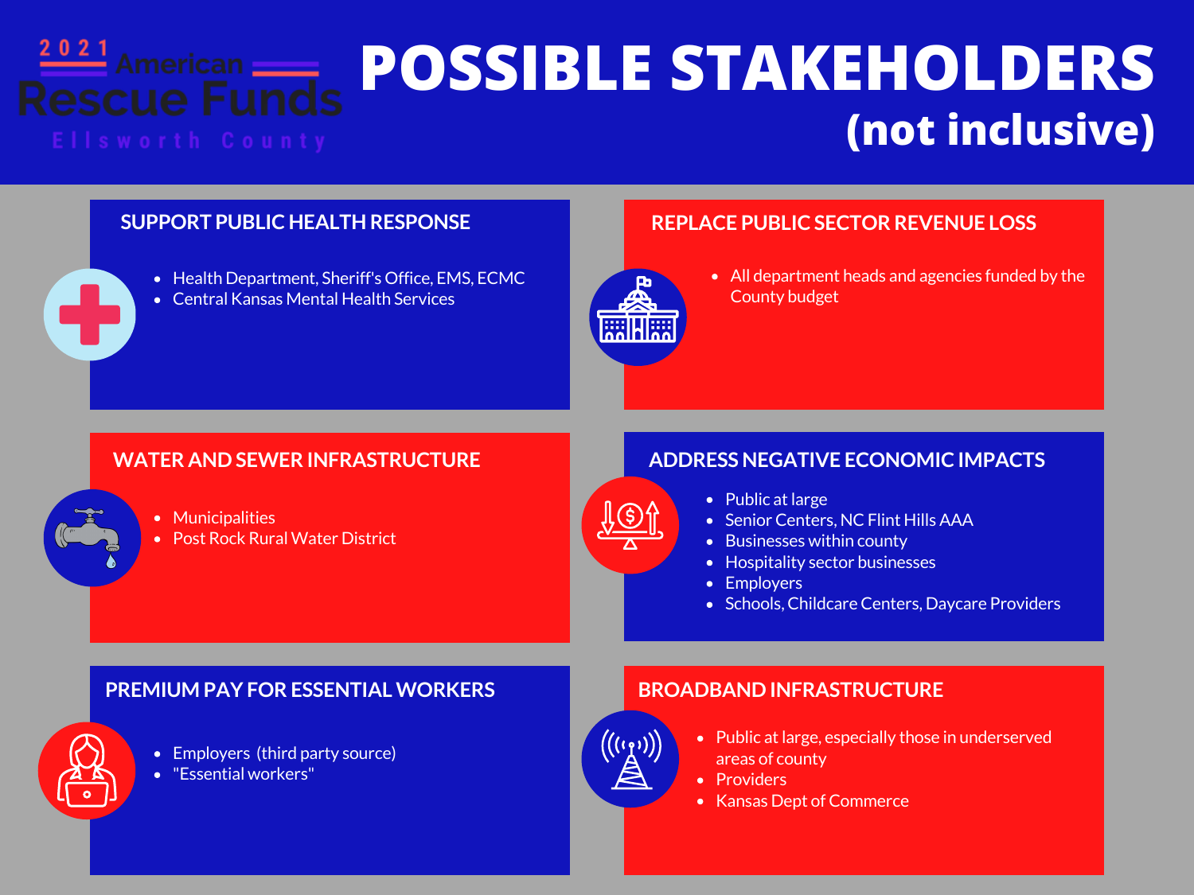2021 American Rescue Funds Ellsworth County

# POSSIBLE STAKEHOLDERS (not inclusive)

## SUPPORT PUBLIC HEALTH RESPONSE

- Health Department, Sheriff's Office, EMS, ECMC
- Central Kansas Mental Health Services

## REPLACE PUBLIC SECTOR REVENUE LOSS

- All department heads and agencies funded by the County budget

## WATER AND SEWER INFRASTRUCTURE

- Municipalities
- Post Rock Rural Water District

## ADDRESS NEGATIVE ECONOMIC IMPACTS

- Public at large
- Senior Centers, NC Flint Hills AAA
- Businesses within county
- Hospitality sector businesses
- Employers
- Schools, Childcare Centers, Daycare Providers

## PREMIUM PAY FOR ESSENTIAL WORKERS

- Employers (third party source)
- "Essential workers"

## BROADBAND INFRASTRUCTURE

- Public at large, especially those in underserved areas of county
- Providers
- Kansas Dept of Commerce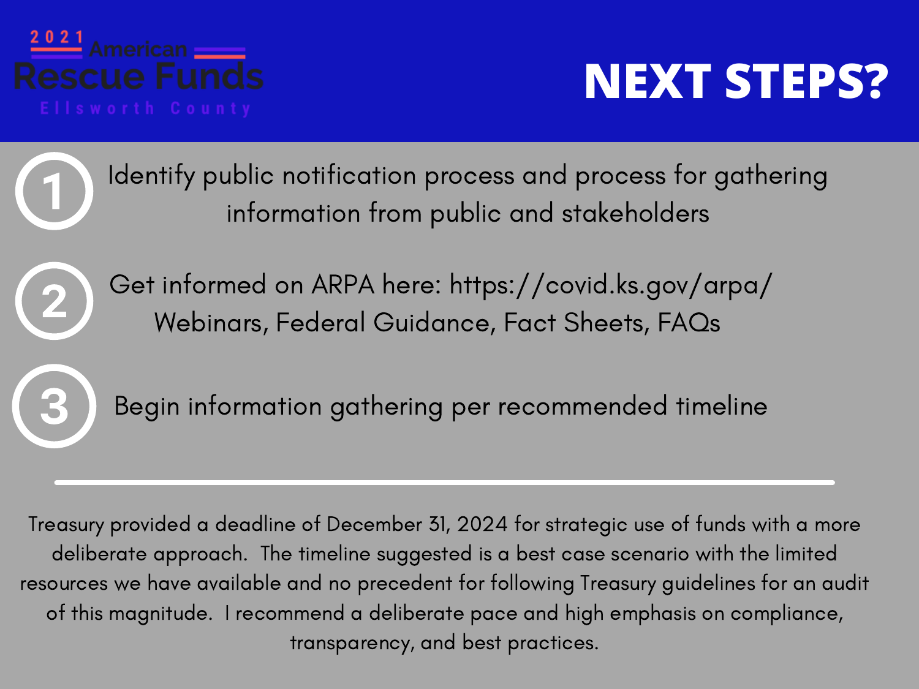2021 American Rescue Funds
Ellsworth County

# NEXT STEPS?

1. Identify public notification process and process for gathering information from public and stakeholders
2. Get informed on ARPA here: https://covid.ks.gov/arpa/ Webinars, Federal Guidance, Fact Sheets, FAQs
3. Begin information gathering per recommended timeline

---

Treasury provided a deadline of December 31, 2024 for strategic use of funds with a more deliberate approach. The timeline suggested is a best case scenario with the limited resources we have available and no precedent for following Treasury guidelines for an audit of this magnitude. I recommend a deliberate pace and high emphasis on compliance, transparency, and best practices.